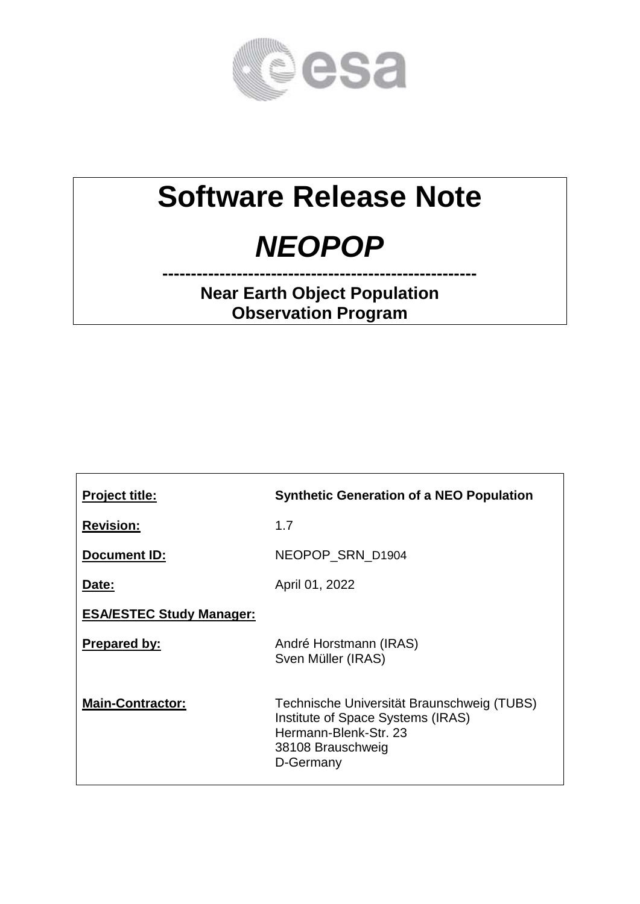esa

# Software Release Note

# *NEOPOP*

------------------------------------------------------

**Near Earth Object Population**
**Observation Program**

| | |
|---|---|
| **Project title:** | **Synthetic Generation of a NEO Population** |
| **Revision:** | 1.7 |
| **Document ID:** | NEOPOP_SRN_D1904 |
| **Date:** | April 01, 2022 |
| **ESA/ESTEC Study Manager:** | |
| **Prepared by:** | André Horstmann (IRAS)<br>Sven Müller (IRAS) |
| **Main-Contractor:** | Technische Universität Braunschweig (TUBS)<br>Institute of Space Systems (IRAS)<br>Hermann-Blenk-Str. 23<br>38108 Brauschweig<br>D-Germany |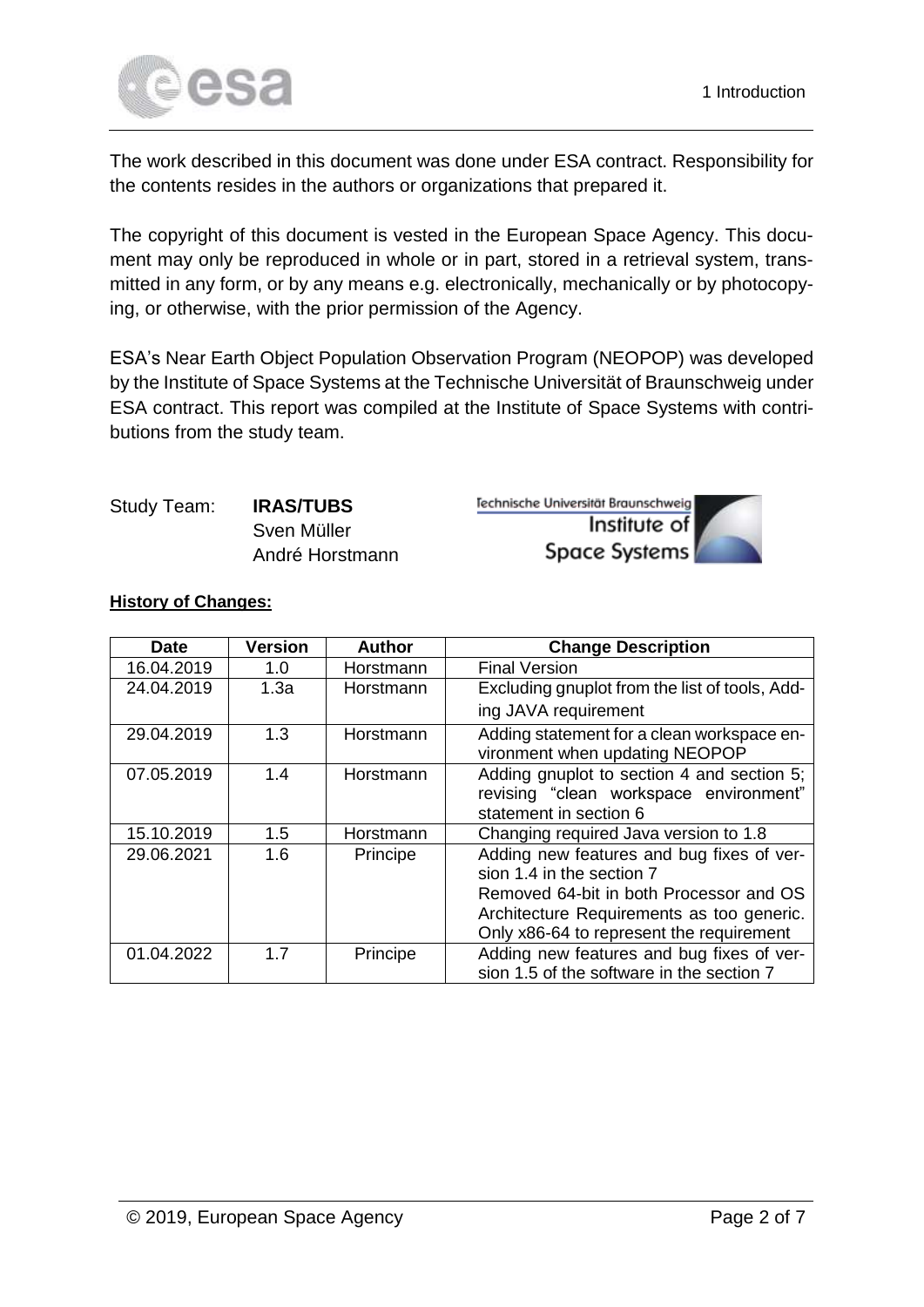The work described in this document was done under ESA contract. Responsibility for the contents resides in the authors or organizations that prepared it.

The copyright of this document is vested in the European Space Agency. This document may only be reproduced in whole or in part, stored in a retrieval system, transmitted in any form, or by any means e.g. electronically, mechanically or by photocopying, or otherwise, with the prior permission of the Agency.

ESA's Near Earth Object Population Observation Program (NEOPOP) was developed by the Institute of Space Systems at the Technische Universität of Braunschweig under ESA contract. This report was compiled at the Institute of Space Systems with contributions from the study team.

Study Team: **IRAS/TUBS**
Sven Müller
André Horstmann

Technische Universität Braunschweig
Institute of Space Systems

**History of Changes:**

| Date | Version | Author | Change Description |
| --- | --- | --- | --- |
| 16.04.2019 | 1.0 | Horstmann | Final Version |
| 24.04.2019 | 1.3a | Horstmann | Excluding gnuplot from the list of tools, Adding JAVA requirement |
| 29.04.2019 | 1.3 | Horstmann | Adding statement for a clean workspace environment when updating NEOPOP |
| 07.05.2019 | 1.4 | Horstmann | Adding gnuplot to section 4 and section 5; revising "clean workspace environment" statement in section 6 |
| 15.10.2019 | 1.5 | Horstmann | Changing required Java version to 1.8 |
| 29.06.2021 | 1.6 | Principe | Adding new features and bug fixes of version 1.4 in the section 7<br>Removed 64-bit in both Processor and OS Architecture Requirements as too generic. Only x86-64 to represent the requirement |
| 01.04.2022 | 1.7 | Principe | Adding new features and bug fixes of version 1.5 of the software in the section 7 |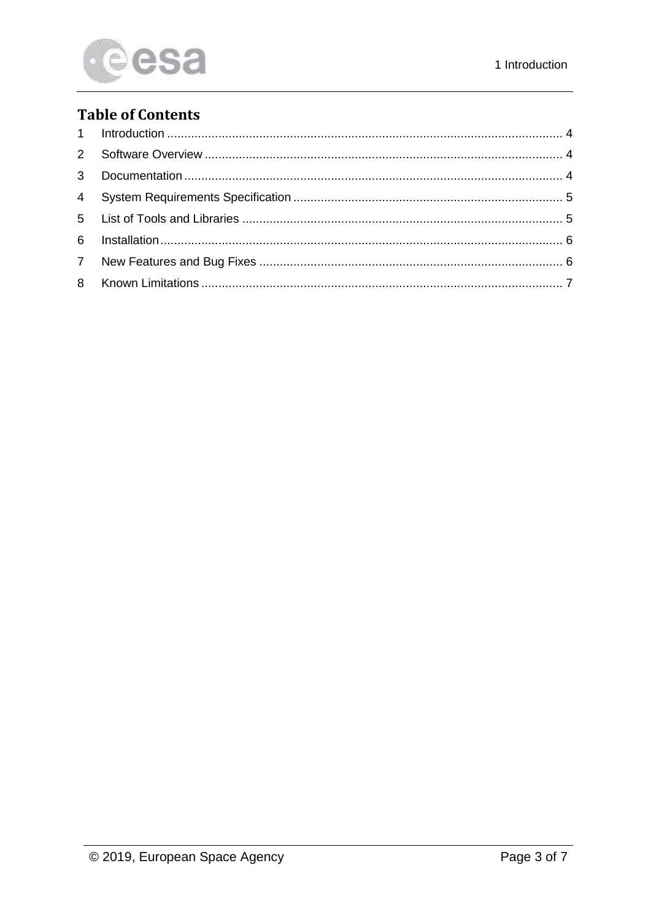# Table of Contents

1 Introduction ........................................................................................................... 4
2 Software Overview ................................................................................................. 4
3 Documentation ....................................................................................................... 4
4 System Requirements Specification ....................................................................... 5
5 List of Tools and Libraries ...................................................................................... 5
6 Installation .............................................................................................................. 6
7 New Features and Bug Fixes ................................................................................. 6
8 Known Limitations .................................................................................................. 7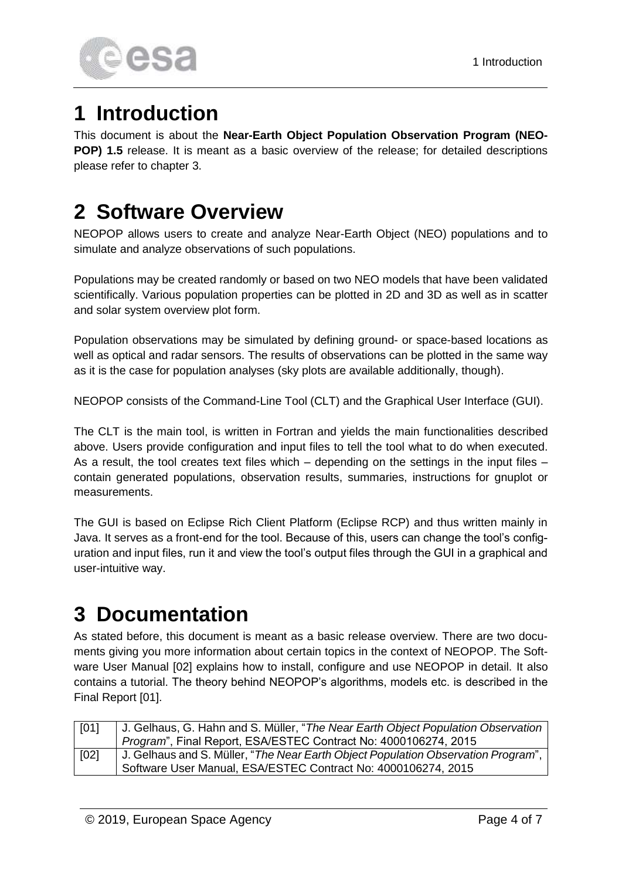# 1 Introduction

This document is about the **Near-Earth Object Population Observation Program (NEO-POP) 1.5** release. It is meant as a basic overview of the release; for detailed descriptions please refer to chapter 3.

# 2 Software Overview

NEOPOP allows users to create and analyze Near-Earth Object (NEO) populations and to simulate and analyze observations of such populations.

Populations may be created randomly or based on two NEO models that have been validated scientifically. Various population properties can be plotted in 2D and 3D as well as in scatter and solar system overview plot form.

Population observations may be simulated by defining ground- or space-based locations as well as optical and radar sensors. The results of observations can be plotted in the same way as it is the case for population analyses (sky plots are available additionally, though).

NEOPOP consists of the Command-Line Tool (CLT) and the Graphical User Interface (GUI).

The CLT is the main tool, is written in Fortran and yields the main functionalities described above. Users provide configuration and input files to tell the tool what to do when executed. As a result, the tool creates text files which – depending on the settings in the input files – contain generated populations, observation results, summaries, instructions for gnuplot or measurements.

The GUI is based on Eclipse Rich Client Platform (Eclipse RCP) and thus written mainly in Java. It serves as a front-end for the tool. Because of this, users can change the tool's configuration and input files, run it and view the tool's output files through the GUI in a graphical and user-intuitive way.

# 3 Documentation

As stated before, this document is meant as a basic release overview. There are two documents giving you more information about certain topics in the context of NEOPOP. The Software User Manual [02] explains how to install, configure and use NEOPOP in detail. It also contains a tutorial. The theory behind NEOPOP's algorithms, models etc. is described in the Final Report [01].

| | |
|---|---|
| [01] | J. Gelhaus, G. Hahn and S. Müller, "*The Near Earth Object Population Observation Program*", Final Report, ESA/ESTEC Contract No: 4000106274, 2015 |
| [02] | J. Gelhaus and S. Müller, "*The Near Earth Object Population Observation Program*", Software User Manual, ESA/ESTEC Contract No: 4000106274, 2015 |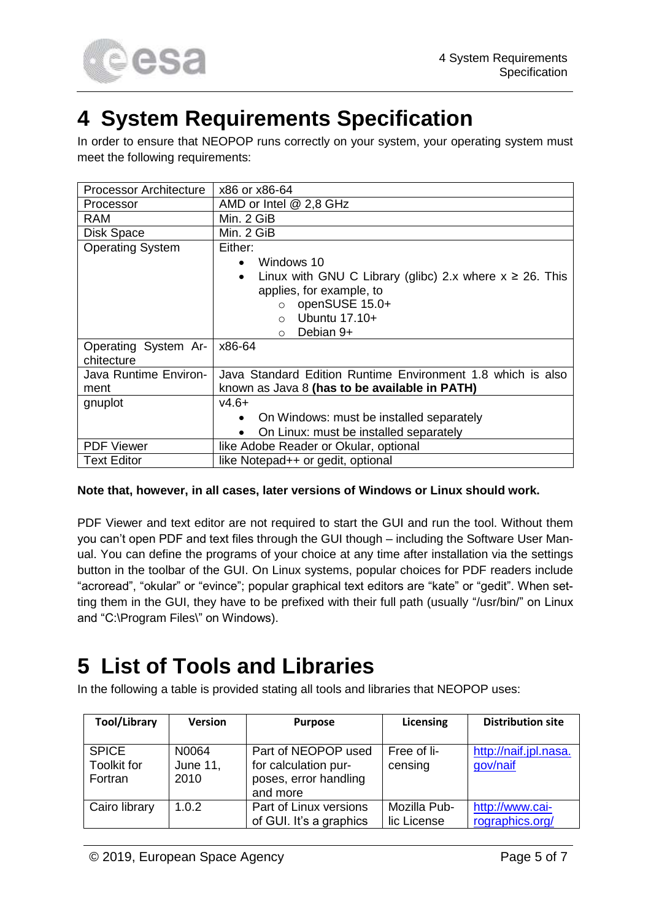# 4 System Requirements Specification

In order to ensure that NEOPOP runs correctly on your system, your operating system must meet the following requirements:

| | |
|---|---|
| Processor Architecture | x86 or x86-64 |
| Processor | AMD or Intel @ 2,8 GHz |
| RAM | Min. 2 GiB |
| Disk Space | Min. 2 GiB |
| Operating System | Either:<br>• Windows 10<br>• Linux with GNU C Library (glibc) 2.x where x ≥ 26. This applies, for example, to<br>&nbsp;&nbsp;○ openSUSE 15.0+<br>&nbsp;&nbsp;○ Ubuntu 17.10+<br>&nbsp;&nbsp;○ Debian 9+ |
| Operating System Architecture | x86-64 |
| Java Runtime Environment | Java Standard Edition Runtime Environment 1.8 which is also known as Java 8 **(has to be available in PATH)** |
| gnuplot | v4.6+<br>• On Windows: must be installed separately<br>• On Linux: must be installed separately |
| PDF Viewer | like Adobe Reader or Okular, optional |
| Text Editor | like Notepad++ or gedit, optional |

**Note that, however, in all cases, later versions of Windows or Linux should work.**

PDF Viewer and text editor are not required to start the GUI and run the tool. Without them you can't open PDF and text files through the GUI though – including the Software User Manual. You can define the programs of your choice at any time after installation via the settings button in the toolbar of the GUI. On Linux systems, popular choices for PDF readers include "acroread", "okular" or "evince"; popular graphical text editors are "kate" or "gedit". When setting them in the GUI, they have to be prefixed with their full path (usually "/usr/bin/" on Linux and "C:\Program Files\" on Windows).

# 5 List of Tools and Libraries

In the following a table is provided stating all tools and libraries that NEOPOP uses:

| Tool/Library | Version | Purpose | Licensing | Distribution site |
|---|---|---|---|---|
| SPICE Toolkit for Fortran | N0064 June 11, 2010 | Part of NEOPOP used for calculation purposes, error handling and more | Free of licensing | http://naif.jpl.nasa.gov/naif |
| Cairo library | 1.0.2 | Part of Linux versions of GUI. It's a graphics | Mozilla Public License | http://www.cairographics.org/ |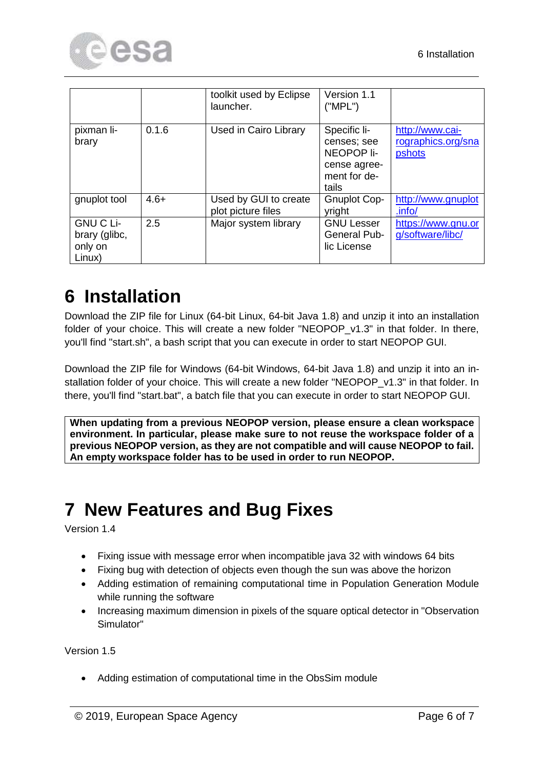| | | | | |
|---|---|---|---|---|
| | | toolkit used by Eclipse launcher. | Version 1.1 ("MPL") | |
| pixman library | 0.1.6 | Used in Cairo Library | Specific licenses; see NEOPOP license agreement for details | http://www.cairographics.org/snapshots |
| gnuplot tool | 4.6+ | Used by GUI to create plot picture files | Gnuplot Copyright | http://www.gnuplot.info/ |
| GNU C Library (glibc, only on Linux) | 2.5 | Major system library | GNU Lesser General Public License | https://www.gnu.org/software/libc/ |

# 6 Installation

Download the ZIP file for Linux (64-bit Linux, 64-bit Java 1.8) and unzip it into an installation folder of your choice. This will create a new folder "NEOPOP_v1.3" in that folder. In there, you'll find "start.sh", a bash script that you can execute in order to start NEOPOP GUI.

Download the ZIP file for Windows (64-bit Windows, 64-bit Java 1.8) and unzip it into an installation folder of your choice. This will create a new folder "NEOPOP_v1.3" in that folder. In there, you'll find "start.bat", a batch file that you can execute in order to start NEOPOP GUI.

**When updating from a previous NEOPOP version, please ensure a clean workspace environment. In particular, please make sure to not reuse the workspace folder of a previous NEOPOP version, as they are not compatible and will cause NEOPOP to fail. An empty workspace folder has to be used in order to run NEOPOP.**

# 7 New Features and Bug Fixes

Version 1.4

- Fixing issue with message error when incompatible java 32 with windows 64 bits
- Fixing bug with detection of objects even though the sun was above the horizon
- Adding estimation of remaining computational time in Population Generation Module while running the software
- Increasing maximum dimension in pixels of the square optical detector in "Observation Simulator"

Version 1.5

- Adding estimation of computational time in the ObsSim module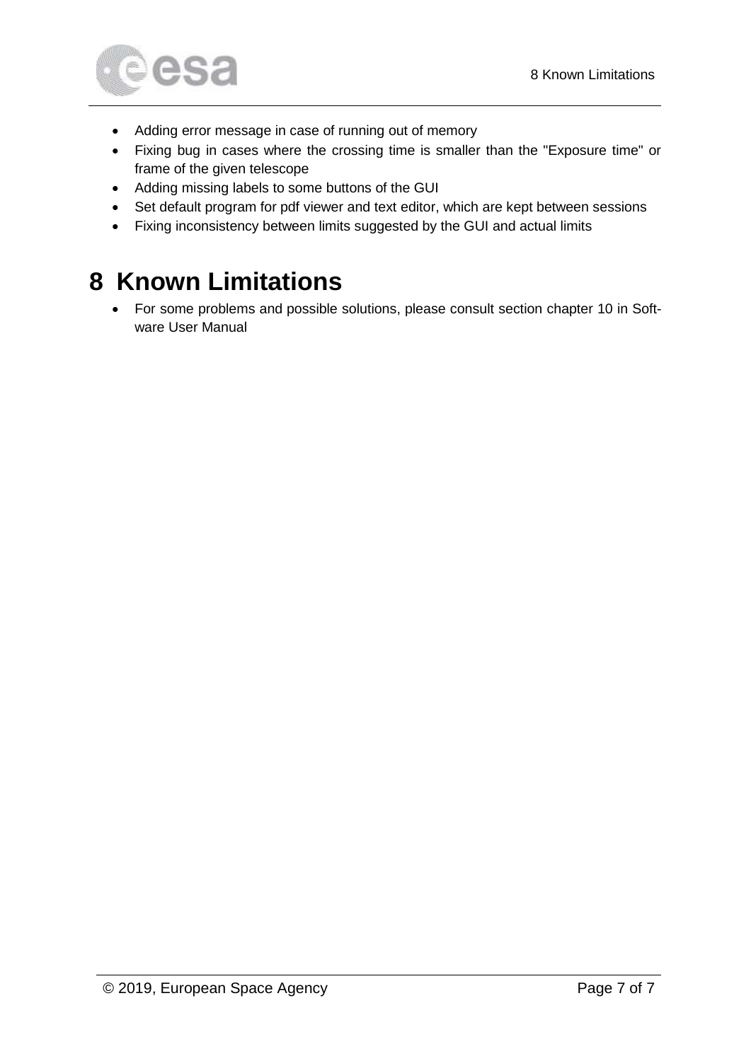- Adding error message in case of running out of memory
- Fixing bug in cases where the crossing time is smaller than the "Exposure time" or frame of the given telescope
- Adding missing labels to some buttons of the GUI
- Set default program for pdf viewer and text editor, which are kept between sessions
- Fixing inconsistency between limits suggested by the GUI and actual limits

# 8 Known Limitations

- For some problems and possible solutions, please consult section chapter 10 in Software User Manual